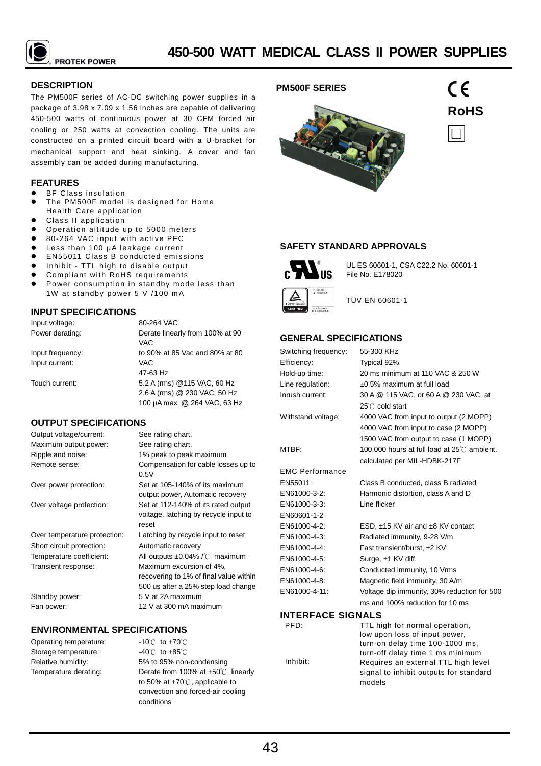# 450-500 WATT MEDICAL CLASS II POWER SUPPLIES

PROTEK POWER

## DESCRIPTION

The PM500F series of AC-DC switching power supplies in a package of 3.98 x 7.09 x 1.56 inches are capable of delivering 450-500 watts of continuous power at 30 CFM forced air cooling or 250 watts at convection cooling. The units are constructed on a printed circuit board with a U-bracket for mechanical support and heat sinking. A cover and fan assembly can be added during manufacturing.

## FEATURES

- BF Class insulation
- The PM500F model is designed for Home Health Care application
- Class II application
- Operation altitude up to 5000 meters
- 80-264 VAC input with active PFC
- Less than 100 µA leakage current
- EN55011 Class B conducted emissions
- Inhibit - TTL high to disable output
- Compliant with RoHS requirements
- Power consumption in standby mode less than 1W at standby power 5 V /100 mA

## INPUT SPECIFICATIONS

| | |
|---|---|
| Input voltage: | 80-264 VAC |
| Power derating: | Derate linearly from 100% at 90 VAC to 90% at 85 Vac and 80% at 80 VAC |
| Input frequency: | 47-63 Hz |
| Input current: | 5.2 A (rms) @115 VAC, 60 Hz<br>2.6 A (rms) @ 230 VAC, 50 Hz |
| Touch current: | 100 µA max. @ 264 VAC, 63 Hz |

## OUTPUT SPECIFICATIONS

| | |
|---|---|
| Output voltage/current: | See rating chart. |
| Maximum output power: | See rating chart. |
| Ripple and noise: | 1% peak to peak maximum |
| Remote sense: | Compensation for cable losses up to 0.5V |
| Over power protection: | Set at 105-140% of its maximum output power, Automatic recovery |
| Over voltage protection: | Set at 112-140% of its rated output voltage, latching by recycle input to reset |
| Over temperature protection: | Latching by recycle input to reset |
| Short circuit protection: | Automatic recovery |
| Temperature coefficient: | All outputs ±0.04% /℃ maximum |
| Transient response: | Maximum excursion of 4%, recovering to 1% of final value within 500 us after a 25% step load change |
| Standby power: | 5 V at 2A maximum |
| Fan power: | 12 V at 300 mA maximum |

## ENVIRONMENTAL SPECIFICATIONS

| | |
|---|---|
| Operating temperature: | -10℃ to +70℃ |
| Storage temperature: | -40℃ to +85℃ |
| Relative humidity: | 5% to 95% non-condensing |
| Temperature derating: | Derate from 100% at +50℃ linearly to 50% at +70℃, applicable to convection and forced-air cooling conditions |

## PM500F SERIES

CE

RoHS

## SAFETY STANDARD APPROVALS

UL ES 60601-1, CSA C22.2 No. 60601-1
File No. E178020

TÜV EN 60601-1

## GENERAL SPECIFICATIONS

| | |
|---|---|
| Switching frequency: | 55-300 KHz |
| Efficiency: | Typical 92% |
| Hold-up time: | 20 ms minimum at 110 VAC & 250 W |
| Line regulation: | ±0.5% maximum at full load |
| Inrush current: | 30 A @ 115 VAC, or 60 A @ 230 VAC, at 25℃ cold start |
| Withstand voltage: | 4000 VAC from input to output (2 MOPP)<br>4000 VAC from input to case (2 MOPP)<br>1500 VAC from output to case (1 MOPP) |
| MTBF: | 100,000 hours at full load at 25℃ ambient, calculated per MIL-HDBK-217F |
| EMC Performance | |
| EN55011: | Class B conducted, class B radiated |
| EN61000-3-2: | Harmonic distortion, class A and D |
| EN61000-3-3: | Line flicker |
| EN60601-1-2 | |
| EN61000-4-2: | ESD, ±15 KV air and ±8 KV contact |
| EN61000-4-3: | Radiated immunity, 9-28 V/m |
| EN61000-4-4: | Fast transient/burst, ±2 KV |
| EN61000-4-5: | Surge, ±1 KV diff. |
| EN61000-4-6: | Conducted immunity, 10 Vrms |
| EN61000-4-8: | Magnetic field immunity, 30 A/m |
| EN61000-4-11: | Voltage dip immunity, 30% reduction for 500 ms and 100% reduction for 10 ms |

## INTERFACE SIGNALS

| | |
|---|---|
| PFD: | TTL high for normal operation, low upon loss of input power, turn-on delay time 100-1000 ms, turn-off delay time 1 ms minimum |
| Inhibit: | Requires an external TTL high level signal to inhibit outputs for standard models |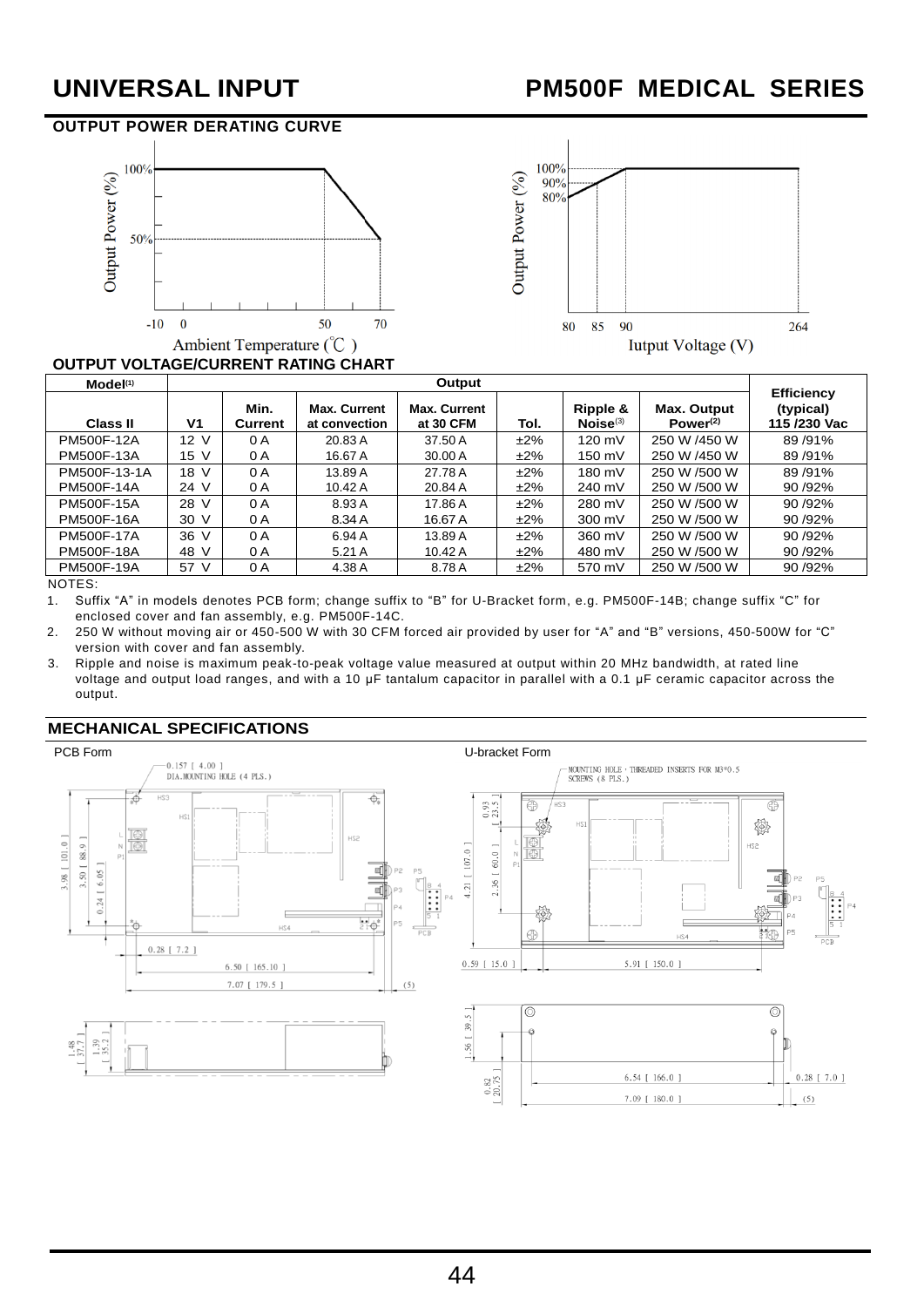# UNIVERSAL INPUT — PM500F MEDICAL SERIES

## OUTPUT POWER DERATING CURVE

## OUTPUT VOLTAGE/CURRENT RATING CHART

| Model[1] | Output | | | | | | | Efficiency (typical) 115 /230 Vac |
|---|---|---|---|---|---|---|---|---|
| Class II | V1 | Min. Current | Max. Current at convection | Max. Current at 30 CFM | Tol. | Ripple & Noise[3] | Max. Output Power[2] | |
| PM500F-12A | 12 V | 0 A | 20.83 A | 37.50 A | ±2% | 120 mV | 250 W /450 W | 89 /91% |
| PM500F-13A | 15 V | 0 A | 16.67 A | 30.00 A | ±2% | 150 mV | 250 W /450 W | 89 /91% |
| PM500F-13-1A | 18 V | 0 A | 13.89 A | 27.78 A | ±2% | 180 mV | 250 W /500 W | 89 /91% |
| PM500F-14A | 24 V | 0 A | 10.42 A | 20.84 A | ±2% | 240 mV | 250 W /500 W | 90 /92% |
| PM500F-15A | 28 V | 0 A | 8.93 A | 17.86 A | ±2% | 280 mV | 250 W /500 W | 90 /92% |
| PM500F-16A | 30 V | 0 A | 8.34 A | 16.67 A | ±2% | 300 mV | 250 W /500 W | 90 /92% |
| PM500F-17A | 36 V | 0 A | 6.94 A | 13.89 A | ±2% | 360 mV | 250 W /500 W | 90 /92% |
| PM500F-18A | 48 V | 0 A | 5.21 A | 10.42 A | ±2% | 480 mV | 250 W /500 W | 90 /92% |
| PM500F-19A | 57 V | 0 A | 4.38 A | 8.78 A | ±2% | 570 mV | 250 W /500 W | 90 /92% |

NOTES:

1. Suffix "A" in models denotes PCB form; change suffix to "B" for U-Bracket form, e.g. PM500F-14B; change suffix "C" for enclosed cover and fan assembly, e.g. PM500F-14C.
2. 250 W without moving air or 450-500 W with 30 CFM forced air provided by user for "A" and "B" versions, 450-500W for "C" version with cover and fan assembly.
3. Ripple and noise is maximum peak-to-peak voltage value measured at output within 20 MHz bandwidth, at rated line voltage and output load ranges, and with a 10 μF tantalum capacitor in parallel with a 0.1 μF ceramic capacitor across the output.

## MECHANICAL SPECIFICATIONS

PCB Form

U-bracket Form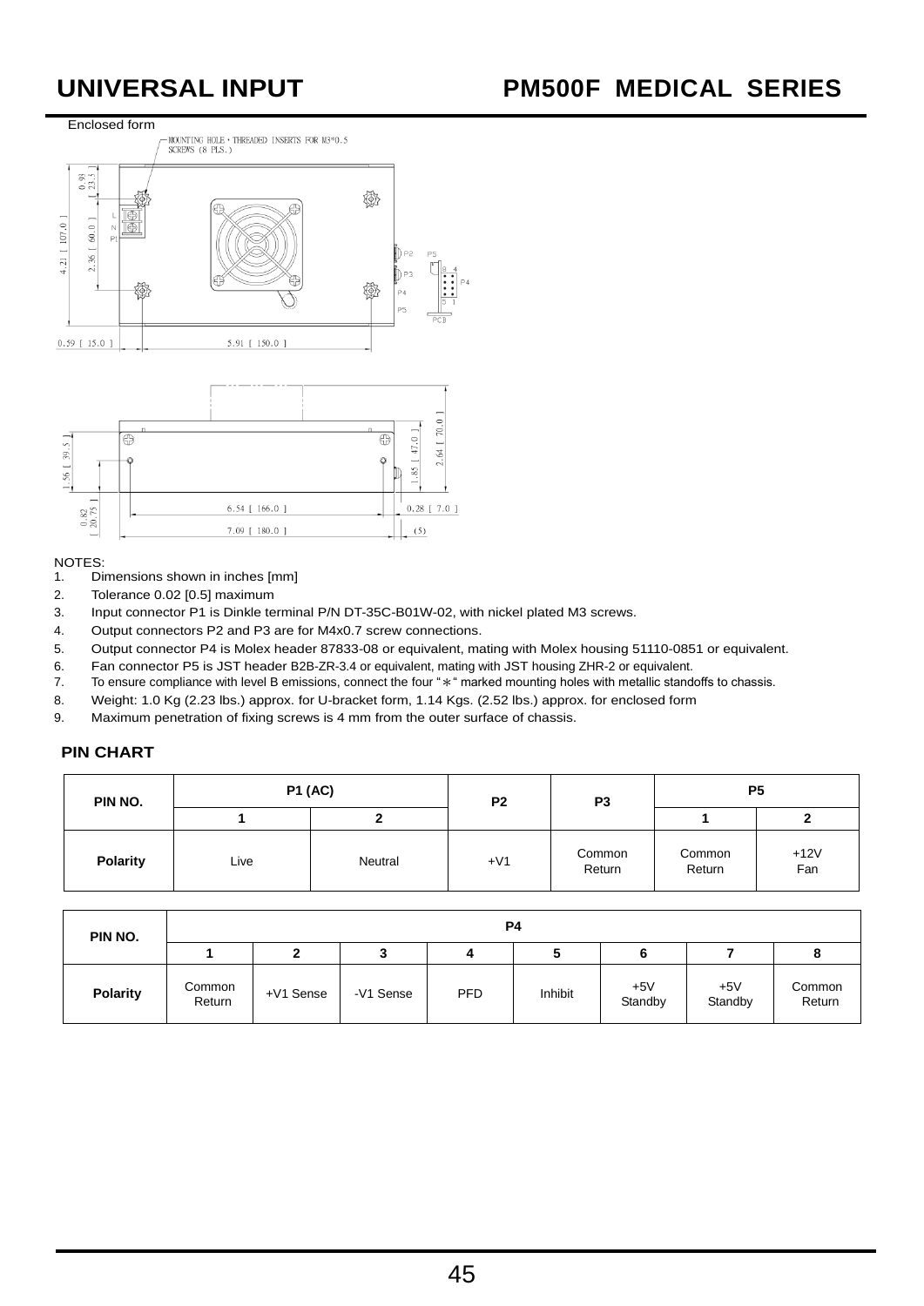# UNIVERSAL INPUT

# PM500F MEDICAL SERIES

Enclosed form

MOUNTING HOLE, THREADED INSERTS FOR M3*0.5 SCREWS (8 PLS.)

0.93 [ 23.5 ]

4.21 [ 107.0 ]

2.36 [ 60.0 ]

L N P1

P2 P3 P4 P5

P5 8 4 P4 5 1 PCB

0.59 [ 15.0 ]

5.91 [ 150.0 ]

1.56 [ 39.5 ]

1.85 [ 47.0 ]

2.64 [ 70.0 ]

0.82 [ 20.75 ]

6.54 [ 166.0 ]

0.28 [ 7.0 ]

7.09 [ 180.0 ]

(5)

NOTES:

1. Dimensions shown in inches [mm]
2. Tolerance 0.02 [0.5] maximum
3. Input connector P1 is Dinkle terminal P/N DT-35C-B01W-02, with nickel plated M3 screws.
4. Output connectors P2 and P3 are for M4x0.7 screw connections.
5. Output connector P4 is Molex header 87833-08 or equivalent, mating with Molex housing 51110-0851 or equivalent.
6. Fan connector P5 is JST header B2B-ZR-3.4 or equivalent, mating with JST housing ZHR-2 or equivalent.
7. To ensure compliance with level B emissions, connect the four "∗" marked mounting holes with metallic standoffs to chassis.
8. Weight: 1.0 Kg (2.23 lbs.) approx. for U-bracket form, 1.14 Kgs. (2.52 lbs.) approx. for enclosed form
9. Maximum penetration of fixing screws is 4 mm from the outer surface of chassis.

## PIN CHART

| PIN NO. | P1 (AC) | | P2 | P3 | P5 | |
|---|---|---|---|---|---|---|
| | 1 | 2 | | | 1 | 2 |
| **Polarity** | Live | Neutral | +V1 | Common Return | Common Return | +12V Fan |

| PIN NO. | P4 | | | | | | | |
|---|---|---|---|---|---|---|---|---|
| | 1 | 2 | 3 | 4 | 5 | 6 | 7 | 8 |
| **Polarity** | Common Return | +V1 Sense | -V1 Sense | PFD | Inhibit | +5V Standby | +5V Standby | Common Return |